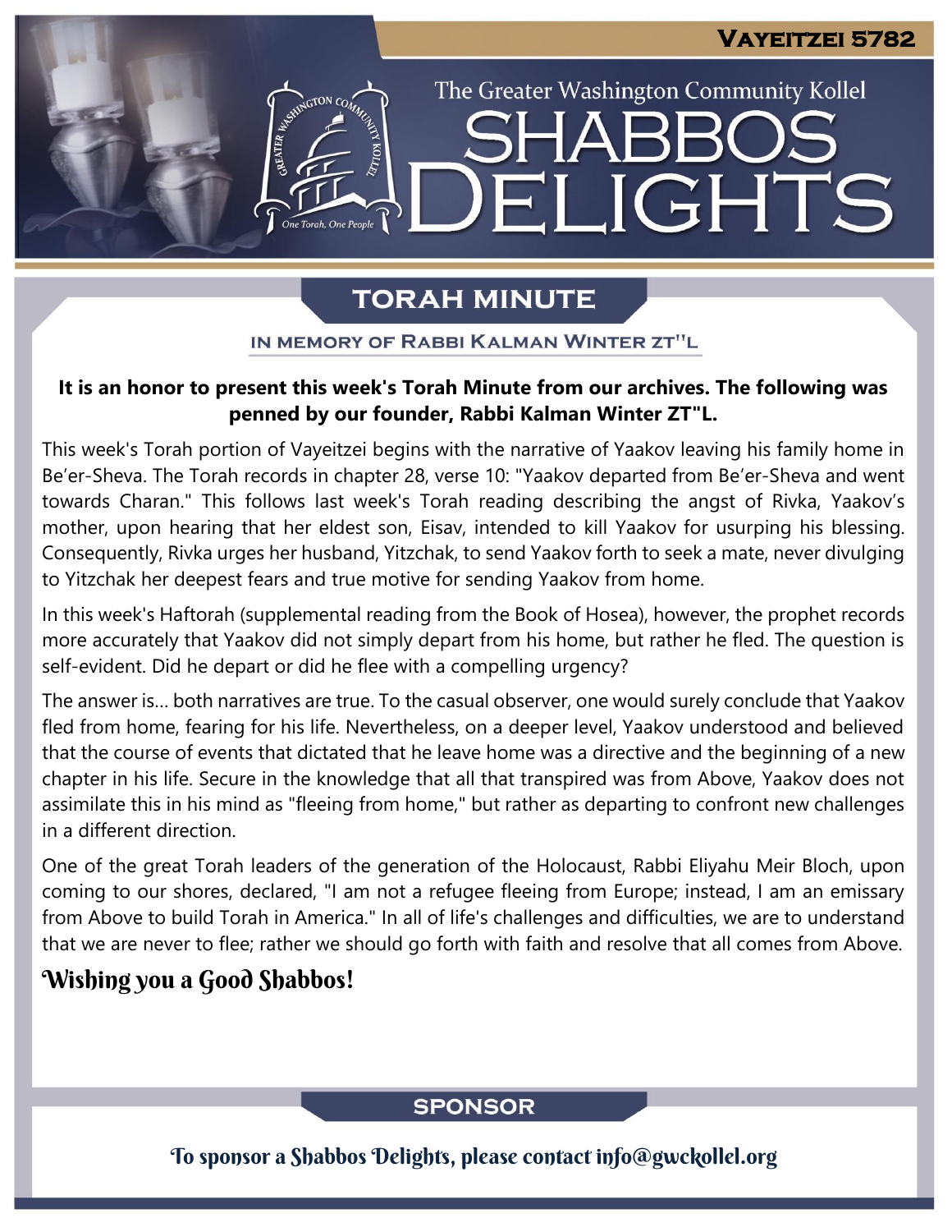Vayeitzei 5782

The Greater Washington Community Kollel

# Shabbos Delights

## Torah Minute

### In memory of Rabbi Kalman Winter zt"l

**It is an honor to present this week's Torah Minute from our archives. The following was penned by our founder, Rabbi Kalman Winter ZT"L.**

This week's Torah portion of Vayeitzei begins with the narrative of Yaakov leaving his family home in Be'er-Sheva. The Torah records in chapter 28, verse 10: "Yaakov departed from Be'er-Sheva and went towards Charan." This follows last week's Torah reading describing the angst of Rivka, Yaakov's mother, upon hearing that her eldest son, Eisav, intended to kill Yaakov for usurping his blessing. Consequently, Rivka urges her husband, Yitzchak, to send Yaakov forth to seek a mate, never divulging to Yitzchak her deepest fears and true motive for sending Yaakov from home.

In this week's Haftorah (supplemental reading from the Book of Hosea), however, the prophet records more accurately that Yaakov did not simply depart from his home, but rather he fled. The question is self-evident. Did he depart or did he flee with a compelling urgency?

The answer is… both narratives are true. To the casual observer, one would surely conclude that Yaakov fled from home, fearing for his life. Nevertheless, on a deeper level, Yaakov understood and believed that the course of events that dictated that he leave home was a directive and the beginning of a new chapter in his life. Secure in the knowledge that all that transpired was from Above, Yaakov does not assimilate this in his mind as "fleeing from home," but rather as departing to confront new challenges in a different direction.

One of the great Torah leaders of the generation of the Holocaust, Rabbi Eliyahu Meir Bloch, upon coming to our shores, declared, "I am not a refugee fleeing from Europe; instead, I am an emissary from Above to build Torah in America." In all of life's challenges and difficulties, we are to understand that we are never to flee; rather we should go forth with faith and resolve that all comes from Above.

**Wishing you a Good Shabbos!**

## Sponsor

To sponsor a Shabbos Delights, please contact info@gwckollel.org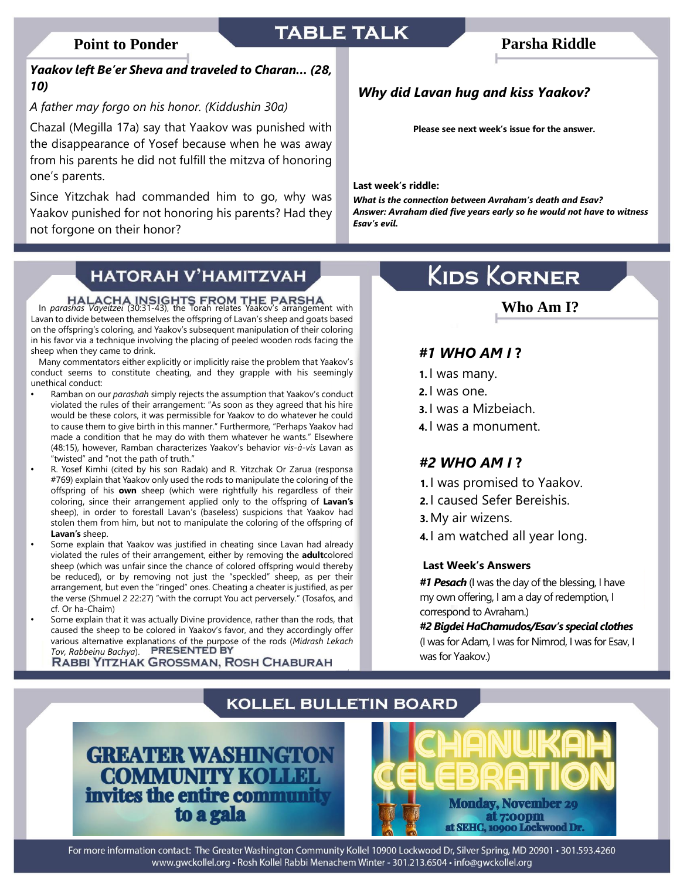# TABLE TALK

## Point to Ponder

***Yaakov left Be'er Sheva and traveled to Charan... (28, 10)***

*A father may forgo on his honor. (Kiddushin 30a)*

Chazal (Megilla 17a) say that Yaakov was punished with the disappearance of Yosef because when he was away from his parents he did not fulfill the mitzva of honoring one's parents.

Since Yitzchak had commanded him to go, why was Yaakov punished for not honoring his parents? Had they not forgone on their honor?

## Parsha Riddle

***Why did Lavan hug and kiss Yaakov?***

**Please see next week's issue for the answer.**

**Last week's riddle:**

***What is the connection between Avraham's death and Esav?***
***Answer: Avraham died five years early so he would not have to witness Esav's evil.***

# HATORAH V'HAMITZVAH

## HALACHA INSIGHTS FROM THE PARSHA

In *parashas Vayeitzei* (30:31-43), the Torah relates Yaakov's arrangement with Lavan to divide between themselves the offspring of Lavan's sheep and goats based on the offspring's coloring, and Yaakov's subsequent manipulation of their coloring in his favor via a technique involving the placing of peeled wooden rods facing the sheep when they came to drink.

Many commentators either explicitly or implicitly raise the problem that Yaakov's conduct seems to constitute cheating, and they grapple with his seemingly unethical conduct:

- Ramban on our *parashah* simply rejects the assumption that Yaakov's conduct violated the rules of their arrangement: "As soon as they agreed that his hire would be these colors, it was permissible for Yaakov to do whatever he could to cause them to give birth in this manner." Furthermore, "Perhaps Yaakov had made a condition that he may do with them whatever he wants." Elsewhere (48:15), however, Ramban characterizes Yaakov's behavior *vis-à-vis* Lavan as "twisted" and "not the path of truth."
- R. Yosef Kimhi (cited by his son Radak) and R. Yitzchak Or Zarua (responsa #769) explain that Yaakov only used the rods to manipulate the coloring of the offspring of his **own** sheep (which were rightfully his regardless of their coloring, since their arrangement applied only to the offspring of **Lavan's** sheep), in order to forestall Lavan's (baseless) suspicions that Yaakov had stolen them from him, but not to manipulate the coloring of the offspring of **Lavan's** sheep.
- Some explain that Yaakov was justified in cheating since Lavan had already violated the rules of their arrangement, either by removing the **adult**colored sheep (which was unfair since the chance of colored offspring would thereby be reduced), or by removing not just the "speckled" sheep, as per their arrangement, but even the "ringed" ones. Cheating a cheater is justified, as per the verse (Shmuel 2 22:27) "with the corrupt You act perversely." (Tosafos, and cf. Or ha-Chaim)
- Some explain that it was actually Divine providence, rather than the rods, that caused the sheep to be colored in Yaakov's favor, and they accordingly offer various alternative explanations of the purpose of the rods (*Midrash Lekach Tov, Rabbeinu Bachya*).

PRESENTED BY
RABBI YITZHAK GROSSMAN, ROSH CHABURAH

# KIDS KORNER

## Who Am I?

### *#1 WHO AM I?*

1. I was many.
2. I was one.
3. I was a Mizbeiach.
4. I was a monument.

### *#2 WHO AM I?*

1. I was promised to Yaakov.
2. I caused Sefer Bereishis.
3. My air wizens.
4. I am watched all year long.

**Last Week's Answers**

***#1 Pesach*** (I was the day of the blessing, I have my own offering, I am a day of redemption, I correspond to Avraham.)

***#2 Bigdei HaChamudos/Esav's special clothes*** (I was for Adam, I was for Nimrod, I was for Esav, I was for Yaakov.)

# KOLLEL BULLETIN BOARD

GREATER WASHINGTON COMMUNITY KOLLEL invites the entire community to a gala

CHANUKAH CELEBRATION
Monday, November 29
at 7:00pm
at SEHC, 10900 Lockwood Dr.

For more information contact: The Greater Washington Community Kollel 10900 Lockwood Dr, Silver Spring, MD 20901 • 301.593.4260
www.gwckollel.org • Rosh Kollel Rabbi Menachem Winter - 301.213.6504 • info@gwckollel.org